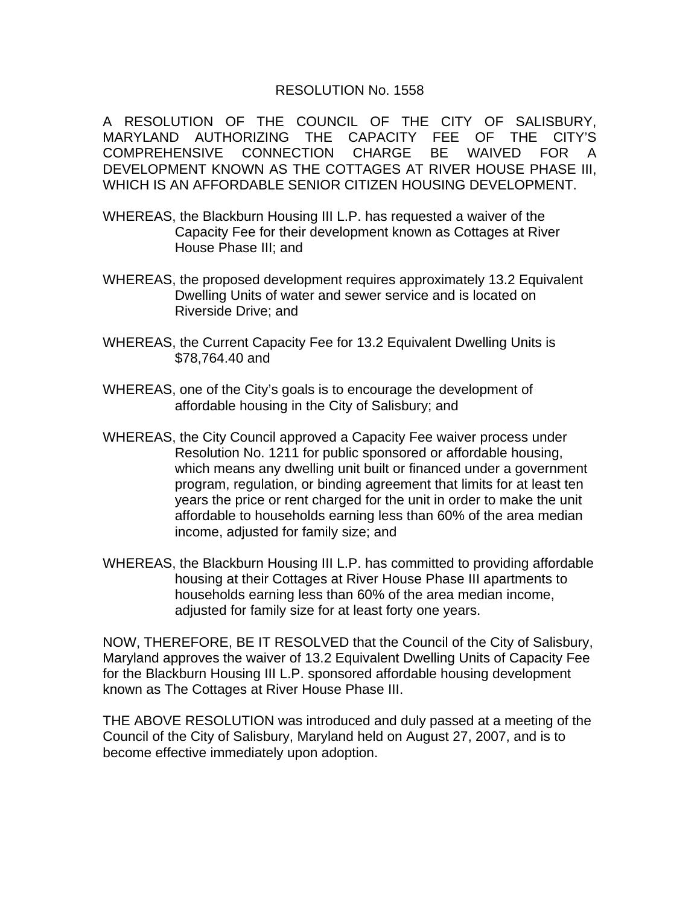# RESOLUTION No. 1558

A RESOLUTION OF THE COUNCIL OF THE CITY OF SALISBURY, MARYLAND AUTHORIZING THE CAPACITY FEE OF THE CITY'S COMPREHENSIVE CONNECTION CHARGE BE WAIVED FOR A DEVELOPMENT KNOWN AS THE COTTAGES AT RIVER HOUSE PHASE III, WHICH IS AN AFFORDABLE SENIOR CITIZEN HOUSING DEVELOPMENT.

WHEREAS, the Blackburn Housing III L.P. has requested a waiver of the Capacity Fee for their development known as Cottages at River House Phase III; and

WHEREAS, the proposed development requires approximately 13.2 Equivalent Dwelling Units of water and sewer service and is located on Riverside Drive; and

WHEREAS, the Current Capacity Fee for 13.2 Equivalent Dwelling Units is $78,764.40 and

WHEREAS, one of the City's goals is to encourage the development of affordable housing in the City of Salisbury; and

WHEREAS, the City Council approved a Capacity Fee waiver process under Resolution No. 1211 for public sponsored or affordable housing, which means any dwelling unit built or financed under a government program, regulation, or binding agreement that limits for at least ten years the price or rent charged for the unit in order to make the unit affordable to households earning less than 60% of the area median income, adjusted for family size; and

WHEREAS, the Blackburn Housing III L.P. has committed to providing affordable housing at their Cottages at River House Phase III apartments to households earning less than 60% of the area median income, adjusted for family size for at least forty one years.

NOW, THEREFORE, BE IT RESOLVED that the Council of the City of Salisbury, Maryland approves the waiver of 13.2 Equivalent Dwelling Units of Capacity Fee for the Blackburn Housing III L.P. sponsored affordable housing development known as The Cottages at River House Phase III.

THE ABOVE RESOLUTION was introduced and duly passed at a meeting of the Council of the City of Salisbury, Maryland held on August 27, 2007, and is to become effective immediately upon adoption.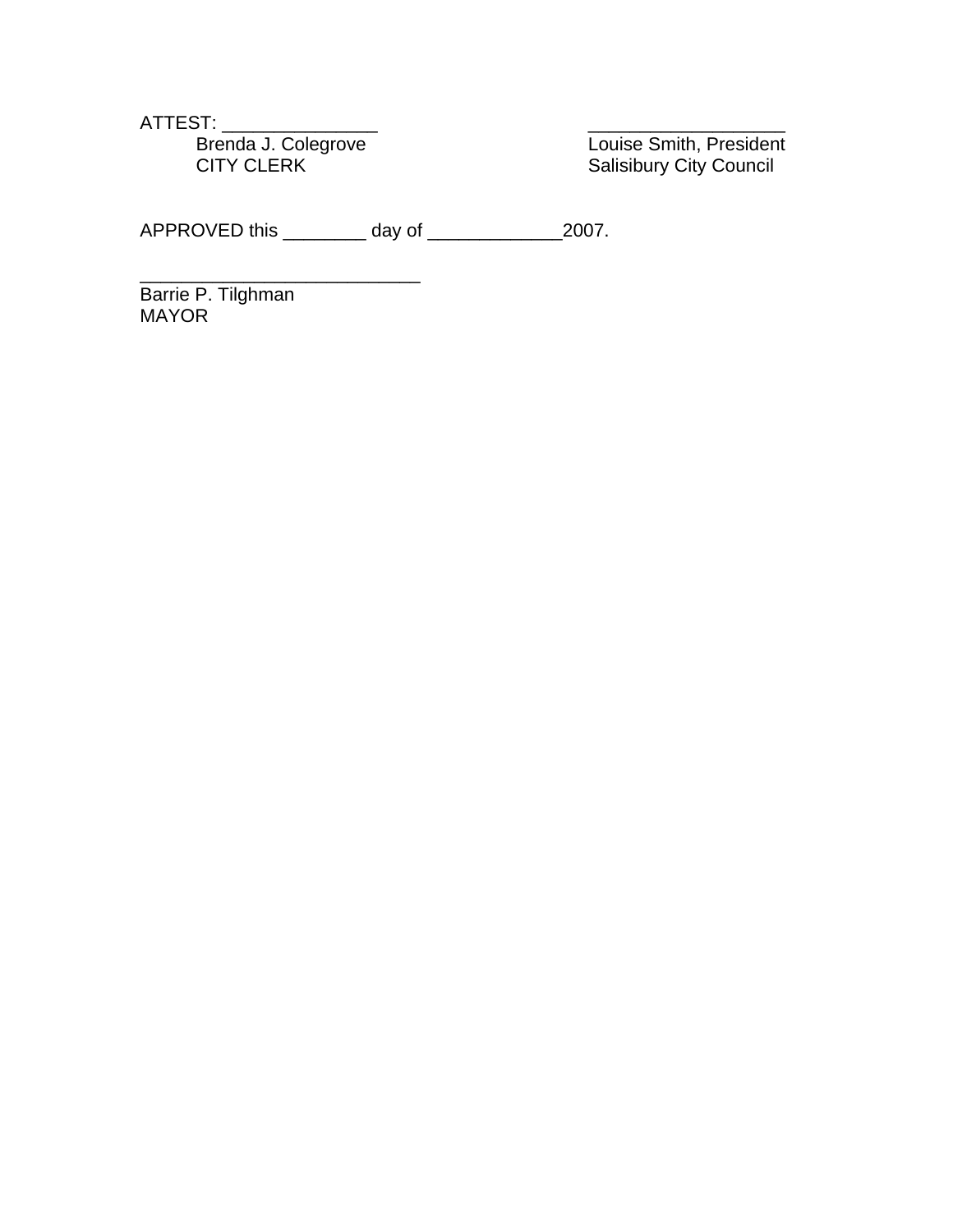ATTEST: _______________ ____________________

Brenda J. Colegrove Louise Smith, President

CITY CLERK Salisibury City Council

APPROVED this ________ day of _____________2007.

___________________________

Barrie P. Tilghman

MAYOR